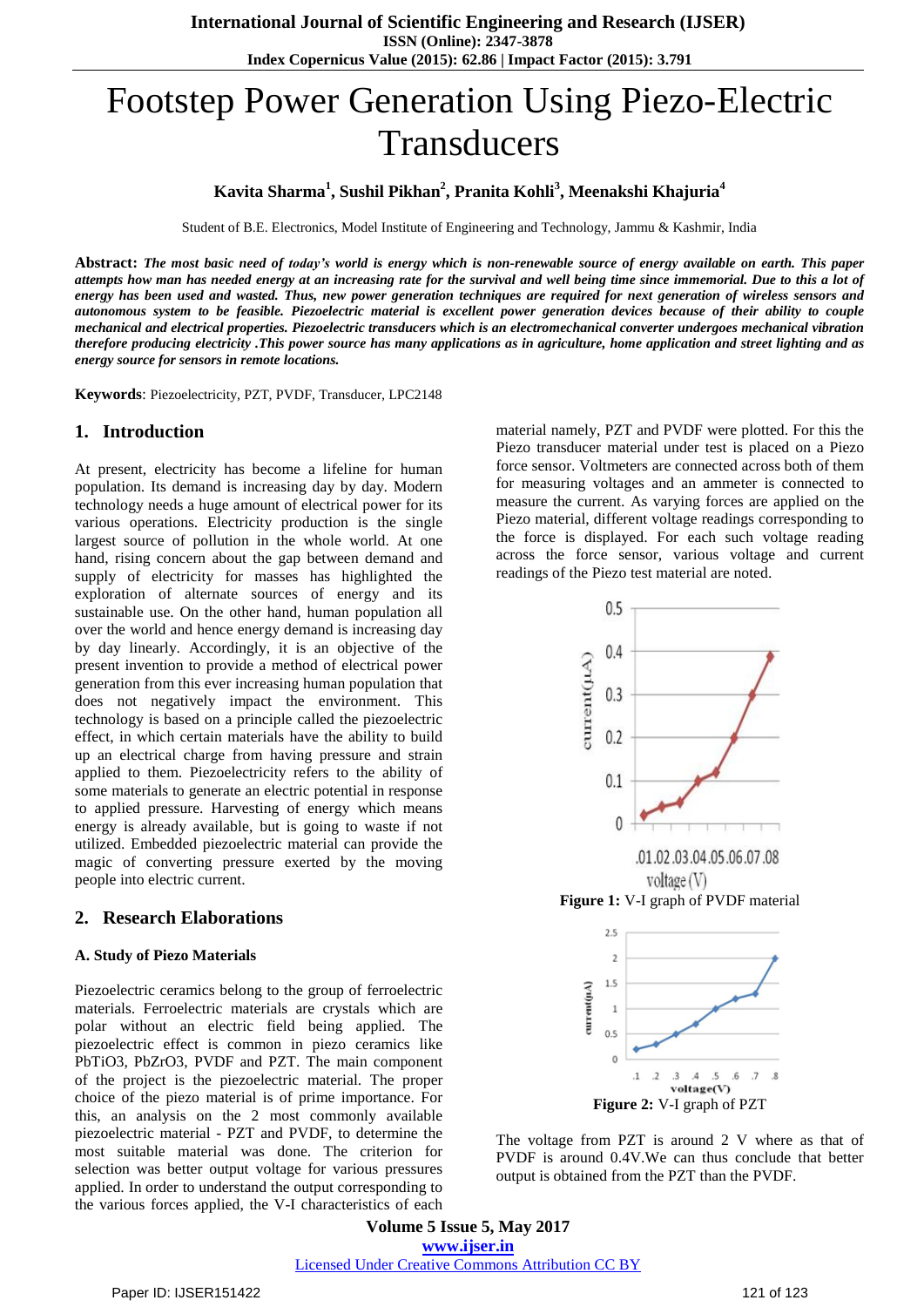# Footstep Power Generation Using Piezo-Electric Transducers

**Kavita Sharma[1], Sushil Pikhan[2], Pranita Kohli[3], Meenakshi Khajuria[4]**

Student of B.E. Electronics, Model Institute of Engineering and Technology, Jammu & Kashmir, India

**Abstract:** ***The most basic need of today's world is energy which is non-renewable source of energy available on earth. This paper attempts how man has needed energy at an increasing rate for the survival and well being time since immemorial. Due to this a lot of energy has been used and wasted. Thus, new power generation techniques are required for next generation of wireless sensors and autonomous system to be feasible. Piezoelectric material is excellent power generation devices because of their ability to couple mechanical and electrical properties. Piezoelectric transducers which is an electromechanical converter undergoes mechanical vibration therefore producing electricity .This power source has many applications as in agriculture, home application and street lighting and as energy source for sensors in remote locations.***

**Keywords**: Piezoelectricity, PZT, PVDF, Transducer, LPC2148

## 1. Introduction

At present, electricity has become a lifeline for human population. Its demand is increasing day by day. Modern technology needs a huge amount of electrical power for its various operations. Electricity production is the single largest source of pollution in the whole world. At one hand, rising concern about the gap between demand and supply of electricity for masses has highlighted the exploration of alternate sources of energy and its sustainable use. On the other hand, human population all over the world and hence energy demand is increasing day by day linearly. Accordingly, it is an objective of the present invention to provide a method of electrical power generation from this ever increasing human population that does not negatively impact the environment. This technology is based on a principle called the piezoelectric effect, in which certain materials have the ability to build up an electrical charge from having pressure and strain applied to them. Piezoelectricity refers to the ability of some materials to generate an electric potential in response to applied pressure. Harvesting of energy which means energy is already available, but is going to waste if not utilized. Embedded piezoelectric material can provide the magic of converting pressure exerted by the moving people into electric current.

## 2. Research Elaborations

### A. Study of Piezo Materials

Piezoelectric ceramics belong to the group of ferroelectric materials. Ferroelectric materials are crystals which are polar without an electric field being applied. The piezoelectric effect is common in piezo ceramics like $PbTiO_3$, $PbZrO_3$, PVDF and PZT. The main component of the project is the piezoelectric material. The proper choice of the piezo material is of prime importance. For this, an analysis on the 2 most commonly available piezoelectric material - PZT and PVDF, to determine the most suitable material was done. The criterion for selection was better output voltage for various pressures applied. In order to understand the output corresponding to the various forces applied, the V-I characteristics of each material namely, PZT and PVDF were plotted. For this the Piezo transducer material under test is placed on a Piezo force sensor. Voltmeters are connected across both of them for measuring voltages and an ammeter is connected to measure the current. As varying forces are applied on the Piezo material, different voltage readings corresponding to the force is displayed. For each such voltage reading across the force sensor, various voltage and current readings of the Piezo test material are noted.

**Figure 1:** V-I graph of PVDF material

**Figure 2:** V-I graph of PZT

The voltage from PZT is around 2 V where as that of PVDF is around 0.4V.We can thus conclude that better output is obtained from the PZT than the PVDF.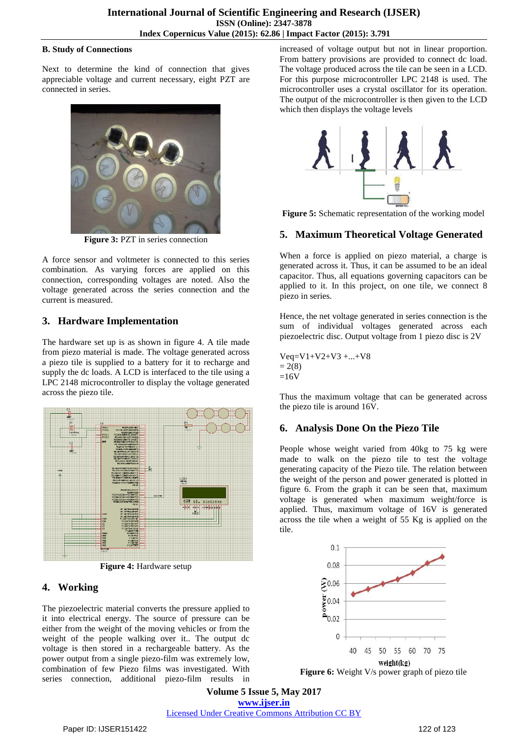### B. Study of Connections

Next to determine the kind of connection that gives appreciable voltage and current necessary, eight PZT are connected in series.

**Figure 3:** PZT in series connection

A force sensor and voltmeter is connected to this series combination. As varying forces are applied on this connection, corresponding voltages are noted. Also the voltage generated across the series connection and the current is measured.

## 3. Hardware Implementation

The hardware set up is as shown in figure 4. A tile made from piezo material is made. The voltage generated across a piezo tile is supplied to a battery for it to recharge and supply the dc loads. A LCD is interfaced to the tile using a LPC 2148 microcontroller to display the voltage generated across the piezo tile.

**Figure 4:** Hardware setup

## 4. Working

The piezoelectric material converts the pressure applied to it into electrical energy. The source of pressure can be either from the weight of the moving vehicles or from the weight of the people walking over it.. The output dc voltage is then stored in a rechargeable battery. As the power output from a single piezo-film was extremely low, combination of few Piezo films was investigated. With series connection, additional piezo-film results in increased of voltage output but not in linear proportion. From battery provisions are provided to connect dc load. The voltage produced across the tile can be seen in a LCD. For this purpose microcontroller LPC 2148 is used. The microcontroller uses a crystal oscillator for its operation. The output of the microcontroller is then given to the LCD which then displays the voltage levels

**Figure 5:** Schematic representation of the working model

## 5. Maximum Theoretical Voltage Generated

When a force is applied on piezo material, a charge is generated across it. Thus, it can be assumed to be an ideal capacitor. Thus, all equations governing capacitors can be applied to it. In this project, on one tile, we connect 8 piezo in series.

Hence, the net voltage generated in series connection is the sum of individual voltages generated across each piezoelectric disc. Output voltage from 1 piezo disc is 2V

$$V_{eq}=V_1+V_2+V_3+...+V_8$$
$$= 2(8)$$
$$=16V$$

Thus the maximum voltage that can be generated across the piezo tile is around 16V.

## 6. Analysis Done On the Piezo Tile

People whose weight varied from 40kg to 75 kg were made to walk on the piezo tile to test the voltage generating capacity of the Piezo tile. The relation between the weight of the person and power generated is plotted in figure 6. From the graph it can be seen that, maximum voltage is generated when maximum weight/force is applied. Thus, maximum voltage of 16V is generated across the tile when a weight of 55 Kg is applied on the tile.

**Figure 6:** Weight V/s power graph of piezo tile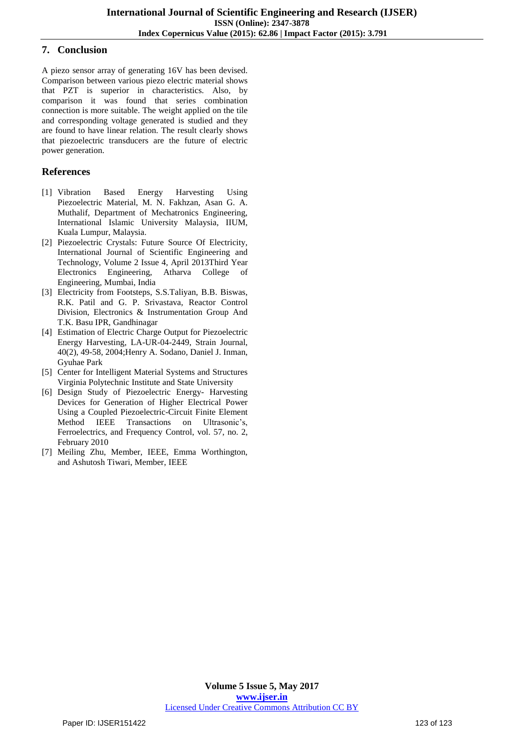## 7. Conclusion

A piezo sensor array of generating 16V has been devised. Comparison between various piezo electric material shows that PZT is superior in characteristics. Also, by comparison it was found that series combination connection is more suitable. The weight applied on the tile and corresponding voltage generated is studied and they are found to have linear relation. The result clearly shows that piezoelectric transducers are the future of electric power generation.

## References

[1] Vibration Based Energy Harvesting Using Piezoelectric Material, M. N. Fakhzan, Asan G. A. Muthalif, Department of Mechatronics Engineering, International Islamic University Malaysia, IIUM, Kuala Lumpur, Malaysia.

[2] Piezoelectric Crystals: Future Source Of Electricity, International Journal of Scientific Engineering and Technology, Volume 2 Issue 4, April 2013Third Year Electronics Engineering, Atharva College of Engineering, Mumbai, India

[3] Electricity from Footsteps, S.S.Taliyan, B.B. Biswas, R.K. Patil and G. P. Srivastava, Reactor Control Division, Electronics & Instrumentation Group And T.K. Basu IPR, Gandhinagar

[4] Estimation of Electric Charge Output for Piezoelectric Energy Harvesting, LA-UR-04-2449, Strain Journal, 40(2), 49-58, 2004;Henry A. Sodano, Daniel J. Inman, Gyuhae Park

[5] Center for Intelligent Material Systems and Structures Virginia Polytechnic Institute and State University

[6] Design Study of Piezoelectric Energy- Harvesting Devices for Generation of Higher Electrical Power Using a Coupled Piezoelectric-Circuit Finite Element Method IEEE Transactions on Ultrasonic's, Ferroelectrics, and Frequency Control, vol. 57, no. 2, February 2010

[7] Meiling Zhu, Member, IEEE, Emma Worthington, and Ashutosh Tiwari, Member, IEEE